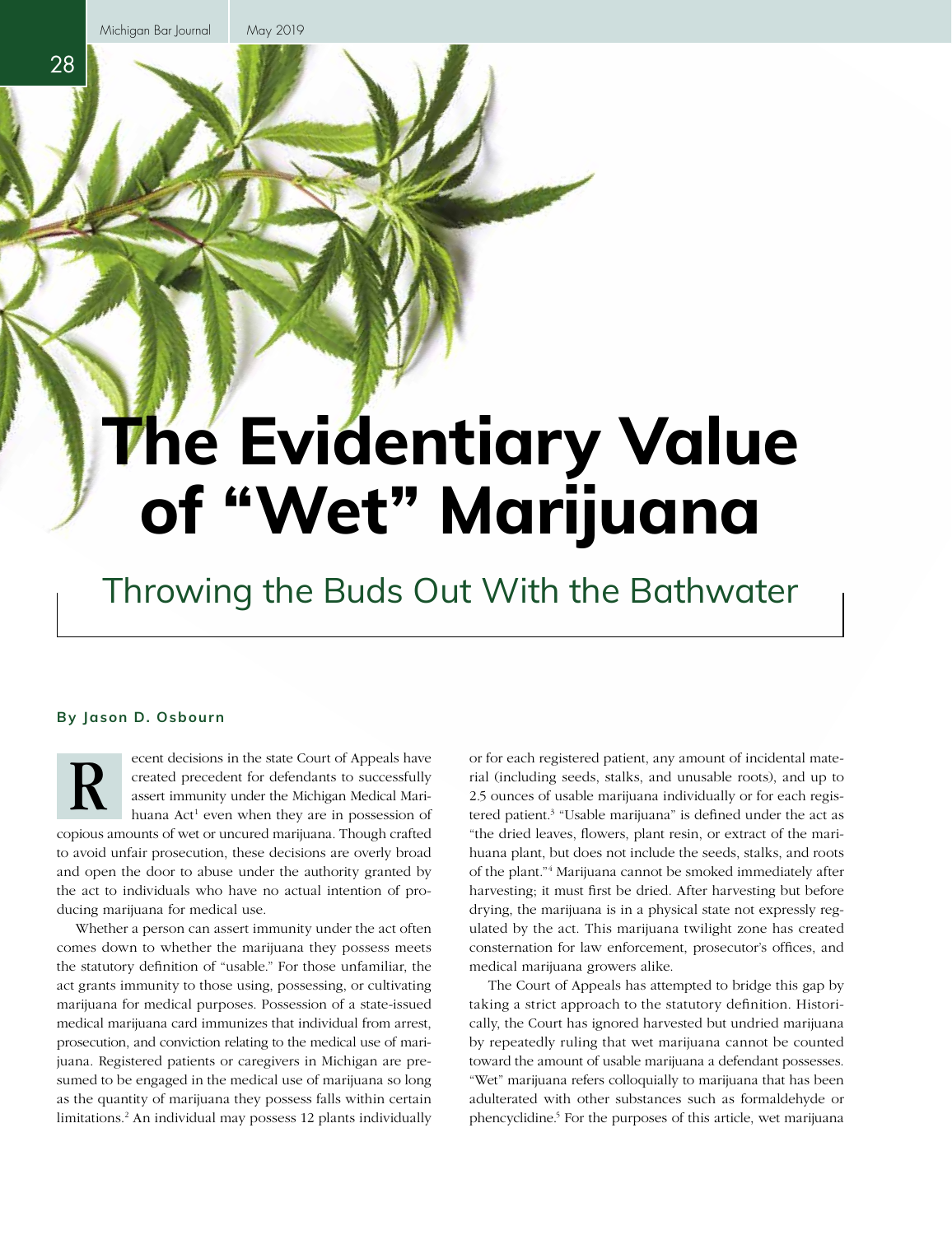# The Evidentiary Value of "Wet" Marijuana

## Throwing the Buds Out With the Bathwater

**By Jason D. Osbourn**

Recent decisions in the state Court of Appeals have created precedent for defendants to successfully assert immunity under the Michigan Medical Marihuana Act[1] even when they are in possession of copious amounts of wet or uncured marijuana. Though crafted to avoid unfair prosecution, these decisions are overly broad and open the door to abuse under the authority granted by the act to individuals who have no actual intention of producing marijuana for medical use.

Whether a person can assert immunity under the act often comes down to whether the marijuana they possess meets the statutory definition of "usable." For those unfamiliar, the act grants immunity to those using, possessing, or cultivating marijuana for medical purposes. Possession of a state-issued medical marijuana card immunizes that individual from arrest, prosecution, and conviction relating to the medical use of marijuana. Registered patients or caregivers in Michigan are presumed to be engaged in the medical use of marijuana so long as the quantity of marijuana they possess falls within certain limitations.[2] An individual may possess 12 plants individually or for each registered patient, any amount of incidental material (including seeds, stalks, and unusable roots), and up to 2.5 ounces of usable marijuana individually or for each registered patient.[3] "Usable marijuana" is defined under the act as "the dried leaves, flowers, plant resin, or extract of the marihuana plant, but does not include the seeds, stalks, and roots of the plant."[4] Marijuana cannot be smoked immediately after harvesting; it must first be dried. After harvesting but before drying, the marijuana is in a physical state not expressly regulated by the act. This marijuana twilight zone has created consternation for law enforcement, prosecutor's offices, and medical marijuana growers alike.

The Court of Appeals has attempted to bridge this gap by taking a strict approach to the statutory definition. Historically, the Court has ignored harvested but undried marijuana by repeatedly ruling that wet marijuana cannot be counted toward the amount of usable marijuana a defendant possesses. "Wet" marijuana refers colloquially to marijuana that has been adulterated with other substances such as formaldehyde or phencyclidine.[5] For the purposes of this article, wet marijuana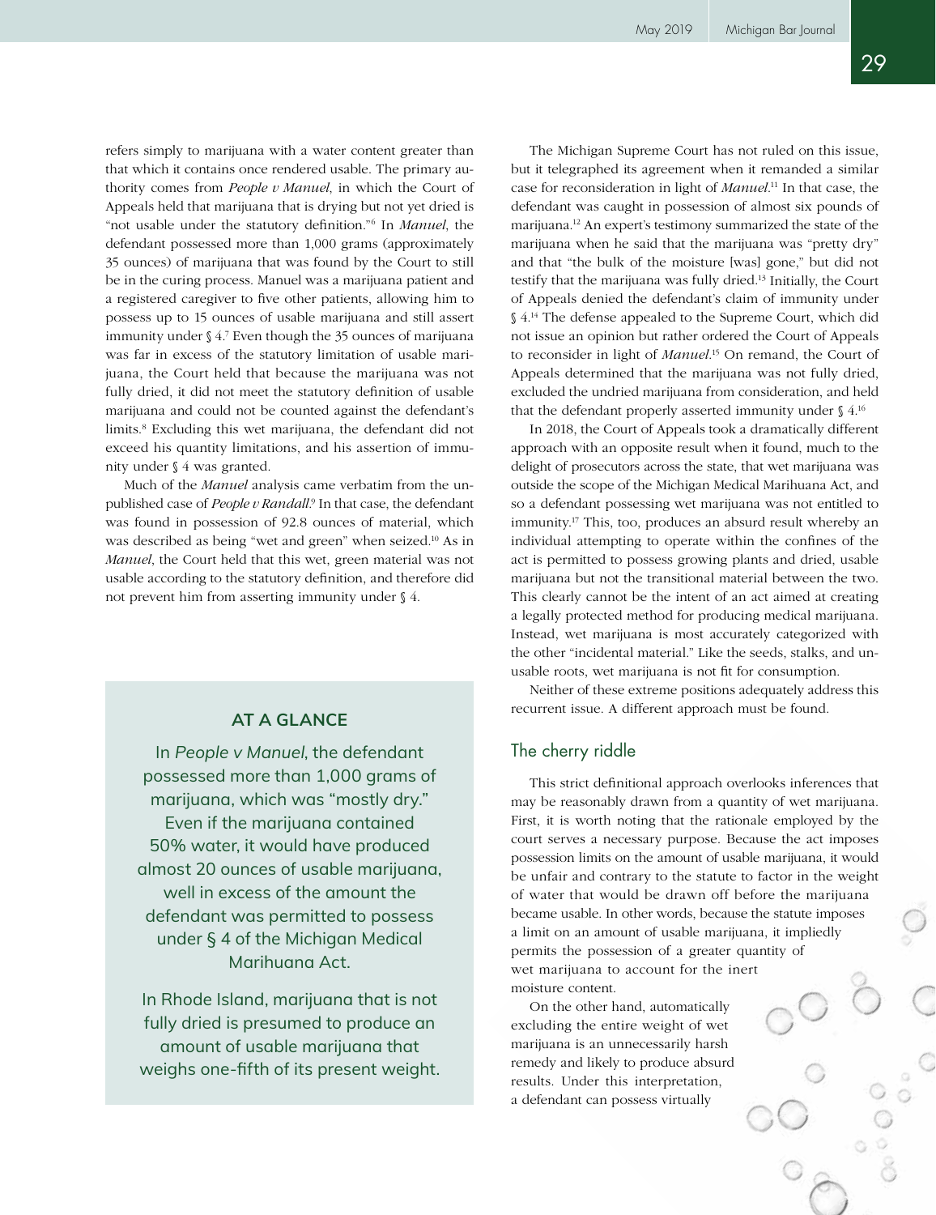refers simply to marijuana with a water content greater than that which it contains once rendered usable. The primary authority comes from *People v Manuel*, in which the Court of Appeals held that marijuana that is drying but not yet dried is "not usable under the statutory definition."[6] In *Manuel*, the defendant possessed more than 1,000 grams (approximately 35 ounces) of marijuana that was found by the Court to still be in the curing process. Manuel was a marijuana patient and a registered caregiver to five other patients, allowing him to possess up to 15 ounces of usable marijuana and still assert immunity under § 4.[7] Even though the 35 ounces of marijuana was far in excess of the statutory limitation of usable marijuana, the Court held that because the marijuana was not fully dried, it did not meet the statutory definition of usable marijuana and could not be counted against the defendant's limits.[8] Excluding this wet marijuana, the defendant did not exceed his quantity limitations, and his assertion of immunity under § 4 was granted.

Much of the *Manuel* analysis came verbatim from the unpublished case of *People v Randall*.[9] In that case, the defendant was found in possession of 92.8 ounces of material, which was described as being "wet and green" when seized.[10] As in *Manuel*, the Court held that this wet, green material was not usable according to the statutory definition, and therefore did not prevent him from asserting immunity under § 4.

**AT A GLANCE**

In *People v Manuel*, the defendant possessed more than 1,000 grams of marijuana, which was "mostly dry." Even if the marijuana contained 50% water, it would have produced almost 20 ounces of usable marijuana, well in excess of the amount the defendant was permitted to possess under § 4 of the Michigan Medical Marihuana Act.

In Rhode Island, marijuana that is not fully dried is presumed to produce an amount of usable marijuana that weighs one-fifth of its present weight.

The Michigan Supreme Court has not ruled on this issue, but it telegraphed its agreement when it remanded a similar case for reconsideration in light of *Manuel*.[11] In that case, the defendant was caught in possession of almost six pounds of marijuana.[12] An expert's testimony summarized the state of the marijuana when he said that the marijuana was "pretty dry" and that "the bulk of the moisture [was] gone," but did not testify that the marijuana was fully dried.[13] Initially, the Court of Appeals denied the defendant's claim of immunity under § 4.[14] The defense appealed to the Supreme Court, which did not issue an opinion but rather ordered the Court of Appeals to reconsider in light of *Manuel*.[15] On remand, the Court of Appeals determined that the marijuana was not fully dried, excluded the undried marijuana from consideration, and held that the defendant properly asserted immunity under § 4.[16]

In 2018, the Court of Appeals took a dramatically different approach with an opposite result when it found, much to the delight of prosecutors across the state, that wet marijuana was outside the scope of the Michigan Medical Marihuana Act, and so a defendant possessing wet marijuana was not entitled to immunity.[17] This, too, produces an absurd result whereby an individual attempting to operate within the confines of the act is permitted to possess growing plants and dried, usable marijuana but not the transitional material between the two. This clearly cannot be the intent of an act aimed at creating a legally protected method for producing medical marijuana. Instead, wet marijuana is most accurately categorized with the other "incidental material." Like the seeds, stalks, and unusable roots, wet marijuana is not fit for consumption.

Neither of these extreme positions adequately address this recurrent issue. A different approach must be found.

## The cherry riddle

This strict definitional approach overlooks inferences that may be reasonably drawn from a quantity of wet marijuana. First, it is worth noting that the rationale employed by the court serves a necessary purpose. Because the act imposes possession limits on the amount of usable marijuana, it would be unfair and contrary to the statute to factor in the weight of water that would be drawn off before the marijuana became usable. In other words, because the statute imposes a limit on an amount of usable marijuana, it impliedly permits the possession of a greater quantity of wet marijuana to account for the inert moisture content.

On the other hand, automatically excluding the entire weight of wet marijuana is an unnecessarily harsh remedy and likely to produce absurd results. Under this interpretation, a defendant can possess virtually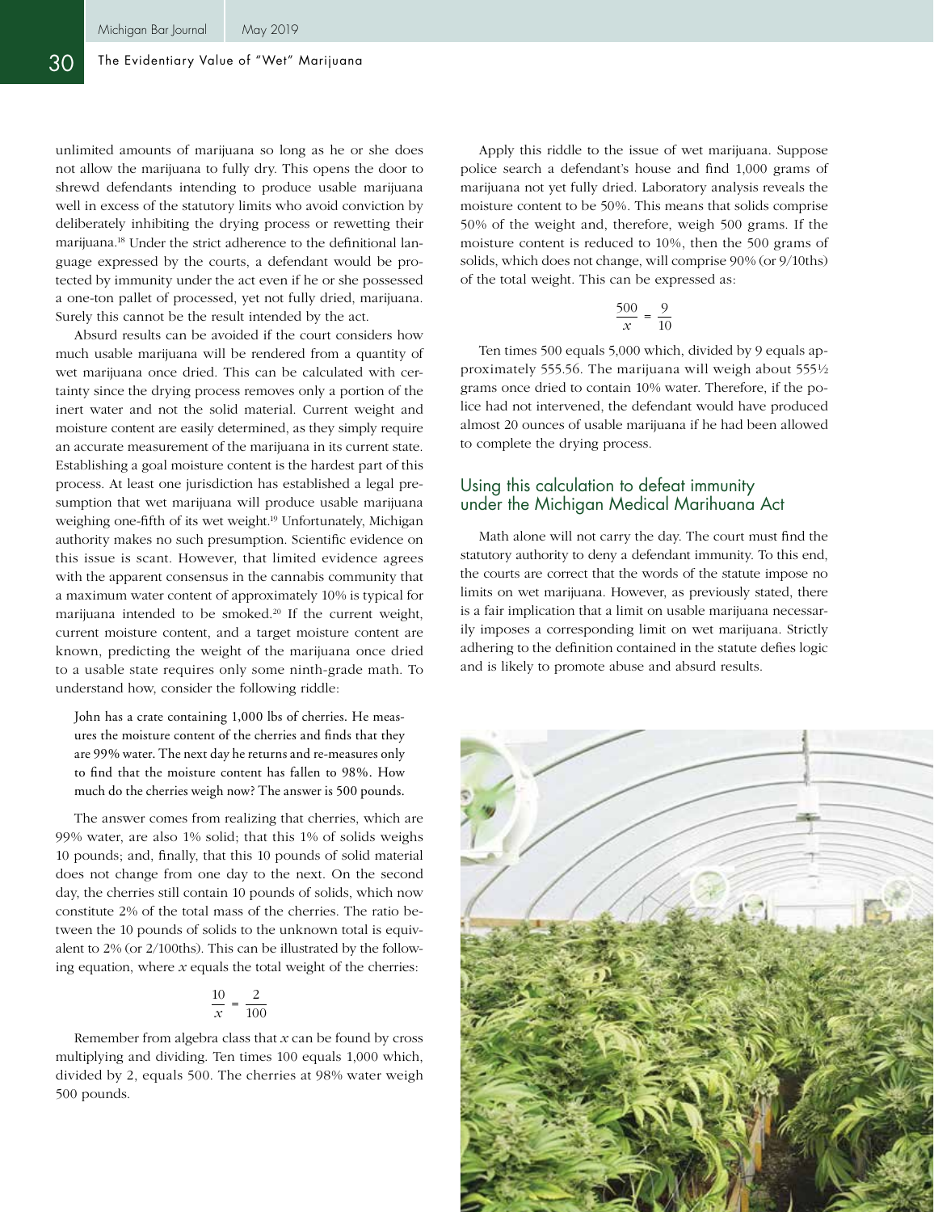unlimited amounts of marijuana so long as he or she does not allow the marijuana to fully dry. This opens the door to shrewd defendants intending to produce usable marijuana well in excess of the statutory limits who avoid conviction by deliberately inhibiting the drying process or rewetting their marijuana.[18] Under the strict adherence to the definitional language expressed by the courts, a defendant would be protected by immunity under the act even if he or she possessed a one-ton pallet of processed, yet not fully dried, marijuana. Surely this cannot be the result intended by the act.

Absurd results can be avoided if the court considers how much usable marijuana will be rendered from a quantity of wet marijuana once dried. This can be calculated with certainty since the drying process removes only a portion of the inert water and not the solid material. Current weight and moisture content are easily determined, as they simply require an accurate measurement of the marijuana in its current state. Establishing a goal moisture content is the hardest part of this process. At least one jurisdiction has established a legal presumption that wet marijuana will produce usable marijuana weighing one-fifth of its wet weight.[19] Unfortunately, Michigan authority makes no such presumption. Scientific evidence on this issue is scant. However, that limited evidence agrees with the apparent consensus in the cannabis community that a maximum water content of approximately 10% is typical for marijuana intended to be smoked.[20] If the current weight, current moisture content, and a target moisture content are known, predicting the weight of the marijuana once dried to a usable state requires only some ninth-grade math. To understand how, consider the following riddle:

> John has a crate containing 1,000 lbs of cherries. He measures the moisture content of the cherries and finds that they are 99% water. The next day he returns and re-measures only to find that the moisture content has fallen to 98%. How much do the cherries weigh now? The answer is 500 pounds.

The answer comes from realizing that cherries, which are 99% water, are also 1% solid; that this 1% of solids weighs 10 pounds; and, finally, that this 10 pounds of solid material does not change from one day to the next. On the second day, the cherries still contain 10 pounds of solids, which now constitute 2% of the total mass of the cherries. The ratio between the 10 pounds of solids to the unknown total is equivalent to 2% (or 2/100ths). This can be illustrated by the following equation, where $x$ equals the total weight of the cherries:

$$\frac{10}{x} = \frac{2}{100}$$

Remember from algebra class that $x$ can be found by cross multiplying and dividing. Ten times 100 equals 1,000 which, divided by 2, equals 500. The cherries at 98% water weigh 500 pounds.

Apply this riddle to the issue of wet marijuana. Suppose police search a defendant's house and find 1,000 grams of marijuana not yet fully dried. Laboratory analysis reveals the moisture content to be 50%. This means that solids comprise 50% of the weight and, therefore, weigh 500 grams. If the moisture content is reduced to 10%, then the 500 grams of solids, which does not change, will comprise 90% (or 9/10ths) of the total weight. This can be expressed as:

$$\frac{500}{x} = \frac{9}{10}$$

Ten times 500 equals 5,000 which, divided by 9 equals approximately 555.56. The marijuana will weigh about 555½ grams once dried to contain 10% water. Therefore, if the police had not intervened, the defendant would have produced almost 20 ounces of usable marijuana if he had been allowed to complete the drying process.

## Using this calculation to defeat immunity under the Michigan Medical Marihuana Act

Math alone will not carry the day. The court must find the statutory authority to deny a defendant immunity. To this end, the courts are correct that the words of the statute impose no limits on wet marijuana. However, as previously stated, there is a fair implication that a limit on usable marijuana necessarily imposes a corresponding limit on wet marijuana. Strictly adhering to the definition contained in the statute defies logic and is likely to promote abuse and absurd results.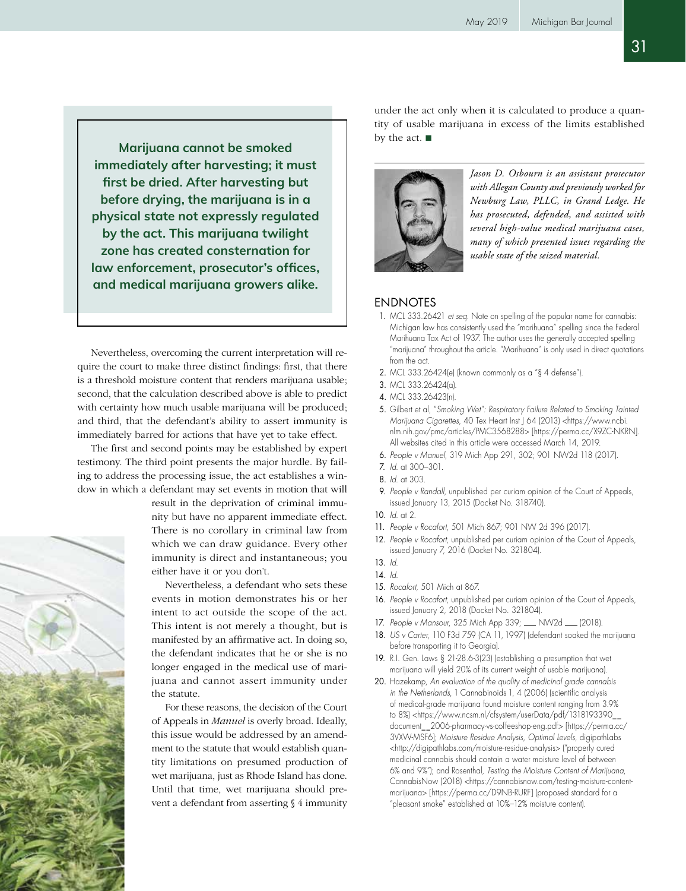> **Marijuana cannot be smoked immediately after harvesting; it must first be dried. After harvesting but before drying, the marijuana is in a physical state not expressly regulated by the act. This marijuana twilight zone has created consternation for law enforcement, prosecutor's offices, and medical marijuana growers alike.**

Nevertheless, overcoming the current interpretation will require the court to make three distinct findings: first, that there is a threshold moisture content that renders marijuana usable; second, that the calculation described above is able to predict with certainty how much usable marijuana will be produced; and third, that the defendant's ability to assert immunity is immediately barred for actions that have yet to take effect.

The first and second points may be established by expert testimony. The third point presents the major hurdle. By failing to address the processing issue, the act establishes a window in which a defendant may set events in motion that will result in the deprivation of criminal immunity but have no apparent immediate effect. There is no corollary in criminal law from which we can draw guidance. Every other immunity is direct and instantaneous; you either have it or you don't.

Nevertheless, a defendant who sets these events in motion demonstrates his or her intent to act outside the scope of the act. This intent is not merely a thought, but is manifested by an affirmative act. In doing so, the defendant indicates that he or she is no longer engaged in the medical use of marijuana and cannot assert immunity under the statute.

For these reasons, the decision of the Court of Appeals in *Manuel* is overly broad. Ideally, this issue would be addressed by an amendment to the statute that would establish quantity limitations on presumed production of wet marijuana, just as Rhode Island has done. Until that time, wet marijuana should prevent a defendant from asserting § 4 immunity under the act only when it is calculated to produce a quantity of usable marijuana in excess of the limits established by the act. ■

---

*Jason D. Osbourn is an assistant prosecutor with Allegan County and previously worked for Newburg Law, PLLC, in Grand Ledge. He has prosecuted, defended, and assisted with several high-value medical marijuana cases, many of which presented issues regarding the usable state of the seized material.*

## ENDNOTES

1. MCL 333.26421 *et seq*. Note on spelling of the popular name for cannabis: Michigan law has consistently used the "marihuana" spelling since the Federal Marihuana Tax Act of 1937. The author uses the generally accepted spelling "marijuana" throughout the article. "Marihuana" is only used in direct quotations from the act.
2. MCL 333.26424(e) (known commonly as a "§ 4 defense").
3. MCL 333.26424(a).
4. MCL 333.26423(n).
5. Gilbert et al, *"Smoking Wet": Respiratory Failure Related to Smoking Tainted Marijuana Cigarettes*, 40 Tex Heart Inst J 64 (2013) <https://www.ncbi.nlm.nih.gov/pmc/articles/PMC3568288> [https://perma.cc/X9ZC-NKRN]. All websites cited in this article were accessed March 14, 2019.
6. *People v Manuel*, 319 Mich App 291, 302; 901 NW2d 118 (2017).
7. *Id.* at 300–301.
8. *Id.* at 303.
9. *People v Randall*, unpublished per curiam opinion of the Court of Appeals, issued January 13, 2015 (Docket No. 318740).
10. *Id.* at 2.
11. *People v Rocafort*, 501 Mich 867; 901 NW 2d 396 (2017).
12. *People v Rocafort*, unpublished per curiam opinion of the Court of Appeals, issued January 7, 2016 (Docket No. 321804).
13. *Id.*
14. *Id.*
15. *Rocafort*, 501 Mich at 867.
16. *People v Rocafort*, unpublished per curiam opinion of the Court of Appeals, issued January 2, 2018 (Docket No. 321804).
17. *People v Mansour*, 325 Mich App 339; ___ NW2d ___ (2018).
18. *US v Carter*, 110 F3d 759 (CA 11, 1997) (defendant soaked the marijuana before transporting it to Georgia).
19. R.I. Gen. Laws § 21-28.6-3(23) (establishing a presumption that wet marijuana will yield 20% of its current weight of usable marijuana).
20. Hazekamp, *An evaluation of the quality of medicinal grade cannabis in the Netherlands*, 1 Cannabinoids 1, 4 (2006) (scientific analysis of medical-grade marijuana found moisture content ranging from 3.9% to 8%) <https://www.ncsm.nl/cfsystem/userData/pdf/1318193390__document__2006-pharmacy-vs-coffeeshop-eng.pdf> [https://perma.cc/3VXW-MSF6]; *Moisture Residue Analysis, Optimal Levels*, digipathLabs <http://digipathlabs.com/moisture-residue-analysis> ("properly cured medicinal cannabis should contain a water moisture level of between 6% and 9%"); and Rosenthal, *Testing the Moisture Content of Marijuana*, CannabisNow (2018) <https://cannabisnow.com/testing-moisture-content-marijuana> [https://perma.cc/D9NB-RURF] (proposed standard for a "pleasant smoke" established at 10%–12% moisture content).